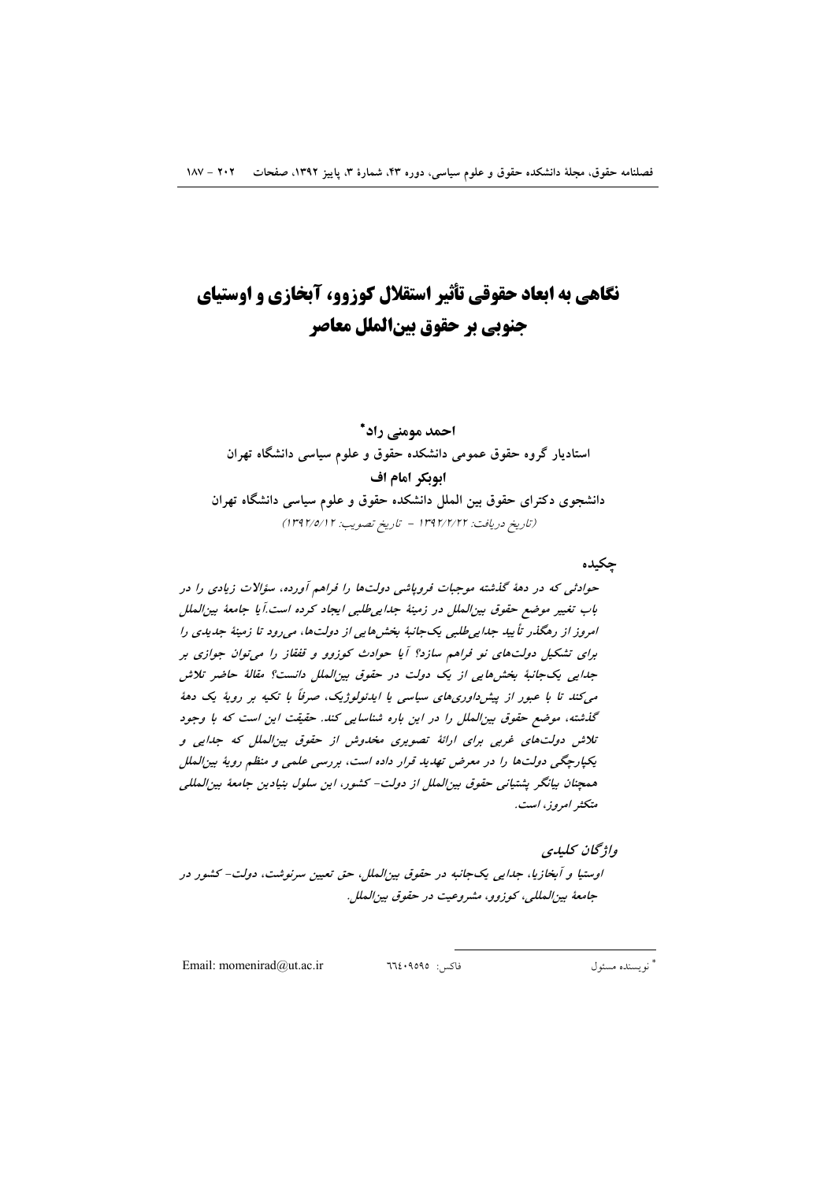# نگاهی به ابعاد حقوقی تأثیر استقلال کوزوو، آبخازی و اوستیای جنوبی بر حقوق بین‌الملل معاصر

**احمد مومنی راد***

استادیار گروه حقوق عمومی دانشکده حقوق و علوم سیاسی دانشگاه تهران

**ابوبکر امام اف**

دانشجوی دکترای حقوق بین الملل دانشکده حقوق و علوم سیاسی دانشگاه تهران

(تاریخ دریافت: ۱۳۹۲/۲/۲۲ - تاریخ تصویب: ۱۳۹۲/۵/۱۲)

## چکیده

*حوادثی که در دهۀ گذشته موجبات فروپاشی دولت‌ها را فراهم آورده، سؤالات زیادی را در باب تغییر موضع حقوق بین‌الملل در زمینۀ جدایی‌طلبی ایجاد کرده است.آیا جامعۀ بین‌الملل امروز از رهگذر تأیید جدایی‌طلبی یک‌جانبۀ بخش‌هایی از دولت‌ها، می‌رود تا زمینۀ جدیدی را برای تشکیل دولت‌های نو فراهم سازد؟ آیا حوادث کوزوو و قفقاز را می‌توان جوازی بر جدایی یک‌جانبۀ بخش‌هایی از یک دولت در حقوق بین‌الملل دانست؟ مقالۀ حاضر تلاش می‌کند تا با عبور از پیش‌داوری‌های سیاسی یا ایدئولوژیک، صرفاً با تکیه بر رویۀ یک دهۀ گذشته، موضع حقوق بین‌الملل را در این باره شناسایی کند. حقیقت این است که با وجود تلاش دولت‌های غربی برای ارائۀ تصویری مخدوش از حقوق بین‌الملل که جدایی و یکپارچگی دولت‌ها را در معرض تهدید قرار داده است، بررسی علمی و منظم رویۀ بین‌الملل همچنان بیانگر پشتیانی حقوق بین‌الملل از دولت- کشور، این سلول بنیادین جامعۀ بین‌المللی متکثر امروز، است.*

### واژگان کلیدی

*اوستیا و آبخازیا، جدایی یک‌جانبه در حقوق بین‌الملل، حق تعیین سرنوشت، دولت- کشور در جامعۀ بین‌المللی، کوزوو، مشروعیت در حقوق بین‌الملل.*

---

\* نویسنده مسئول فاکس: ۶۶۴۰۹۵۹۵ Email: momenirad@ut.ac.ir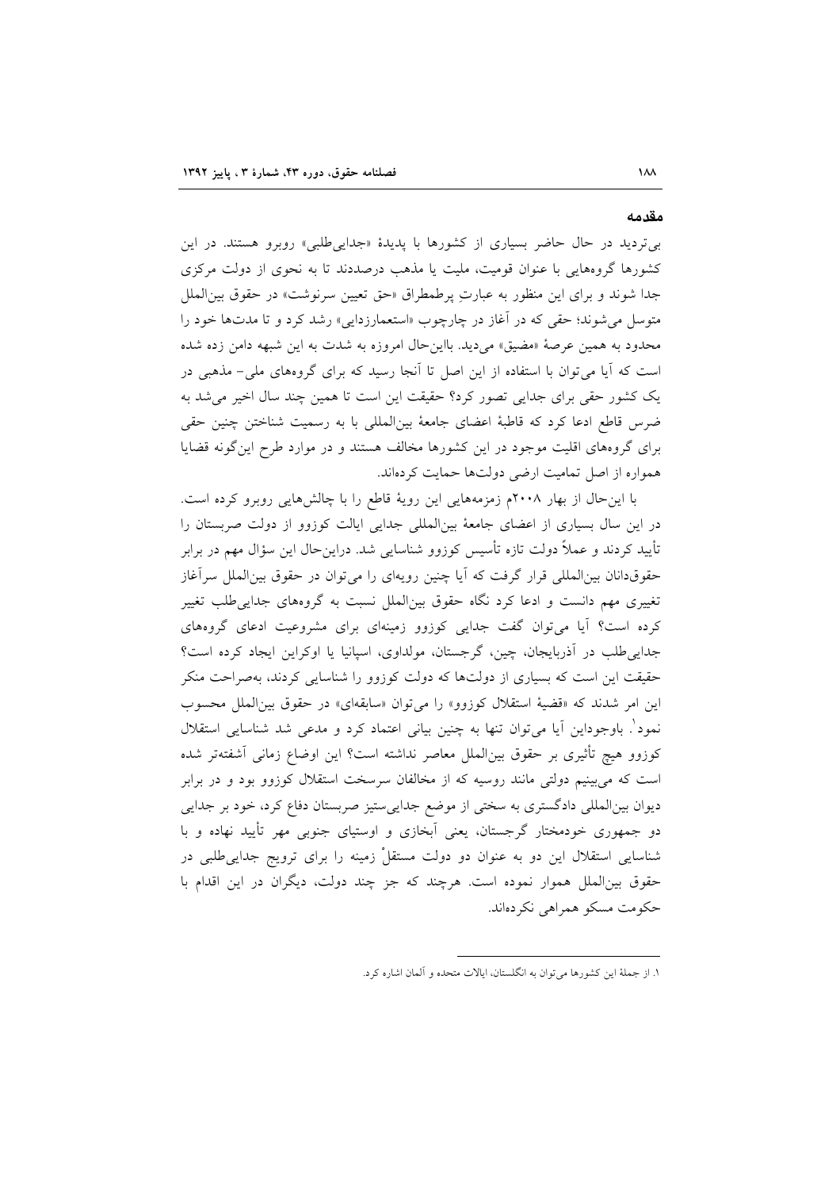## مقدمه

بی‌تردید در حال حاضر بسیاری از کشورها با پدیدهٔ «جدایی‌طلبی» روبرو هستند. در این کشورها گروه‌هایی با عنوان قومیت، ملیت یا مذهب درصددند تا به نحوی از دولت مرکزی جدا شوند و برای این منظور به عبارتِ پرطمطراق «حق تعیین سرنوشت» در حقوق بین‌الملل متوسل می‌شوند؛ حقی که در آغاز در چارچوب «استعمارزدایی» رشد کرد و تا مدت‌ها خود را محدود به همین عرصهٔ «مضیق» می‌دید. بااین‌حال امروزه به شدت به این شبهه دامن زده شده است که آیا می‌توان با استفاده از این اصل تا آنجا رسید که برای گروه‌های ملی- مذهبی در یک کشور حقی برای جدایی تصور کرد؟ حقیقت این است تا همین چند سال اخیر می‌شد به ضرس قاطع ادعا کرد که قاطبهٔ اعضای جامعهٔ بین‌المللی با به رسمیت شناختن چنین حقی برای گروه‌های اقلیت موجود در این کشورها مخالف هستند و در موارد طرح این‌گونه قضایا همواره از اصل تمامیت ارضی دولت‌ها حمایت کرده‌اند.

با این‌حال از بهار ۲۰۰۸م زمزمه‌هایی این رویهٔ قاطع را با چالش‌هایی روبرو کرده است. در این سال بسیاری از اعضای جامعهٔ بین‌المللی جدایی ایالت کوزوو از دولت صربستان را تأیید کردند و عملاً دولت تازه تأسیس کوزوو شناسایی شد. دراین‌حال این سؤال مهم در برابر حقوقدانان بین‌المللی قرار گرفت که آیا چنین رویه‌ای را می‌توان در حقوق بین‌الملل سرآغاز تغییری مهم دانست و ادعا کرد نگاه حقوق بین‌الملل نسبت به گروه‌های جدایی‌طلب تغییر کرده است؟ آیا می‌توان گفت جدایی کوزوو زمینه‌ای برای مشروعیت ادعای گروه‌های جدایی‌طلب در آذربایجان، چین، گرجستان، مولداوی، اسپانیا یا اوکراین ایجاد کرده است؟ حقیقت این است که بسیاری از دولت‌ها که دولت کوزوو را شناسایی کردند، به‌صراحت منکر این امر شدند که «قضیهٔ استقلال کوزوو» را می‌توان «سابقه‌ای» در حقوق بین‌الملل محسوب نمود[1]. باوجوداین آیا می‌توان تنها به چنین بیانی اعتماد کرد و مدعی شد شناسایی استقلال کوزوو هیچ تأثیری بر حقوق بین‌الملل معاصر نداشته است؟ این اوضاع زمانی آشفته‌تر شده است که می‌بینیم دولتی مانند روسیه که از مخالفان سرسخت استقلال کوزوو بود و در برابر دیوان بین‌المللی دادگستری به سختی از موضع جدایی‌ستیز صربستان دفاع کرد، خود بر جدایی دو جمهوری خودمختار گرجستان، یعنی آبخازی و اوستیای جنوبی مهر تأیید نهاده و با شناسایی استقلال این دو به عنوان دو دولت مستقلْ زمینه را برای ترویج جدایی‌طلبی در حقوق بین‌الملل هموار نموده است. هرچند که جز چند دولت، دیگران در این اقدام با حکومت مسکو همراهی نکرده‌اند.

---

۱. از جملهٔ این کشورها می‌توان به انگلستان، ایالات متحده و آلمان اشاره کرد.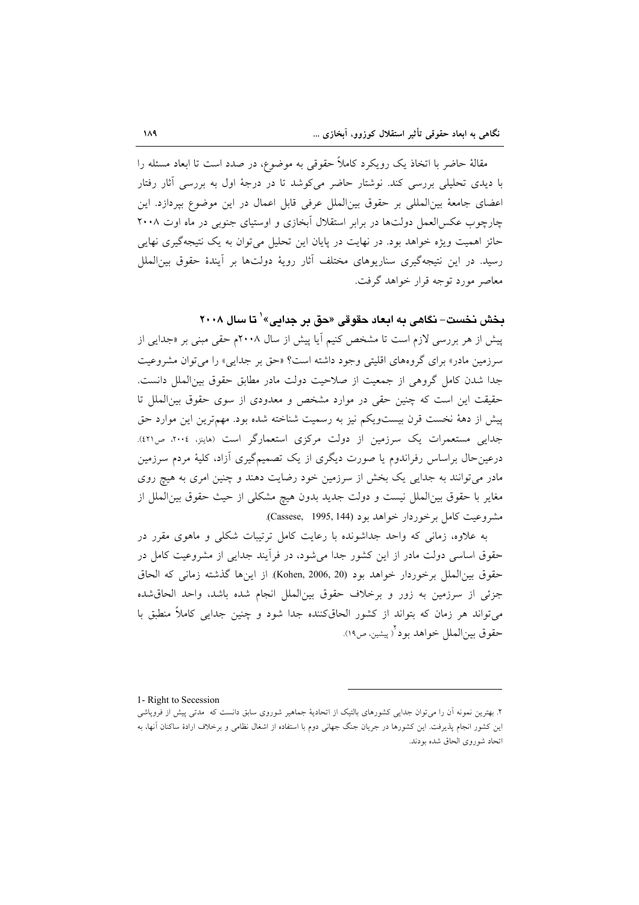مقالهٔ حاضر با اتخاذ یک رویکرد کاملاً حقوقی به موضوع، در صدد است تا ابعاد مسئله را با دیدی تحلیلی بررسی کند. نوشتار حاضر می‌کوشد تا در درجهٔ اول به بررسی آثار رفتار اعضای جامعهٔ بین‌المللی بر حقوق بین‌الملل عرفی قابل اعمال در این موضوع بپردازد. این چارچوب عکس‌العمل دولت‌ها در برابر استقلال آبخازی و اوستیای جنوبی در ماه اوت ۲۰۰۸ حائز اهمیت ویژه خواهد بود. در نهایت در پایان این تحلیل می‌توان به یک نتیجه‌گیری نهایی رسید. در این نتیجه‌گیری سناریوهای مختلف آثار رویهٔ دولت‌ها بر آیندهٔ حقوق بین‌الملل معاصر مورد توجه قرار خواهد گرفت.

## بخش نخست- نگاهی به ابعاد حقوقی «حق بر جدایی»[1] تا سال ۲۰۰۸

پیش از هر بررسی لازم است تا مشخص کنیم آیا پیش از سال ۲۰۰۸م حقی مبنی بر «جدایی از سرزمین مادر» برای گروه‌های اقلیتی وجود داشته است؟ «حق بر جدایی» را می‌توان مشروعیت جدا شدن کامل گروهی از جمعیت از صلاحیت دولت مادر مطابق حقوق بین‌الملل دانست. حقیقت این است که چنین حقی در موارد مشخص و معدودی از سوی حقوق بین‌الملل تا پیش از دههٔ نخست قرن بیست‌ویکم نیز به رسمیت شناخته شده بود. مهم‌ترین این موارد حق جدایی مستعمرات یک سرزمین از دولت مرکزی استعمارگر است (هاینز، ۲۰۰٤، ص٤٢١). درعین‌حال براساس رفراندوم یا صورت دیگری از یک تصمیم‌گیری آزاد، کلیهٔ مردم سرزمین مادر می‌توانند به جدایی یک بخش از سرزمین خود رضایت دهند و چنین امری به هیچ روی مغایر با حقوق بین‌الملل نیست و دولت جدید بدون هیچ مشکلی از حیث حقوق بین‌الملل از مشروعیت کامل برخوردار خواهد بود (Cassese, 1995, 144).

به علاوه، زمانی که واحد جداشونده با رعایت کامل ترتیبات شکلی و ماهوی مقرر در حقوق اساسی دولت مادر از این کشور جدا می‌شود، در فرآیند جدایی از مشروعیت کامل در حقوق بین‌الملل برخوردار خواهد بود (Kohen, 2006, 20). از این‌ها گذشته زمانی که الحاق جزئی از سرزمین به زور و برخلاف حقوق بین‌الملل انجام شده باشد، واحد الحاق‌شده می‌تواند هر زمان که بتواند از کشور الحاق‌کننده جدا شود و چنین جدایی کاملاً منطبق با حقوق بین‌الملل خواهد بود[2] (پیشین، ص۱۹).

---

1- Right to Secession

۲. بهترین نمونه آن را می‌توان جدایی کشورهای بالتیک از اتحادیهٔ جماهیر شوروی سابق دانست که مدتی پیش از فروپاشی این کشور انجام پذیرفت. این کشورها در جریان جنگ جهانی دوم با استفاده از اشغال نظامی و برخلاف ارادهٔ ساکنان آنها، به اتحاد شوروی الحاق شده بودند.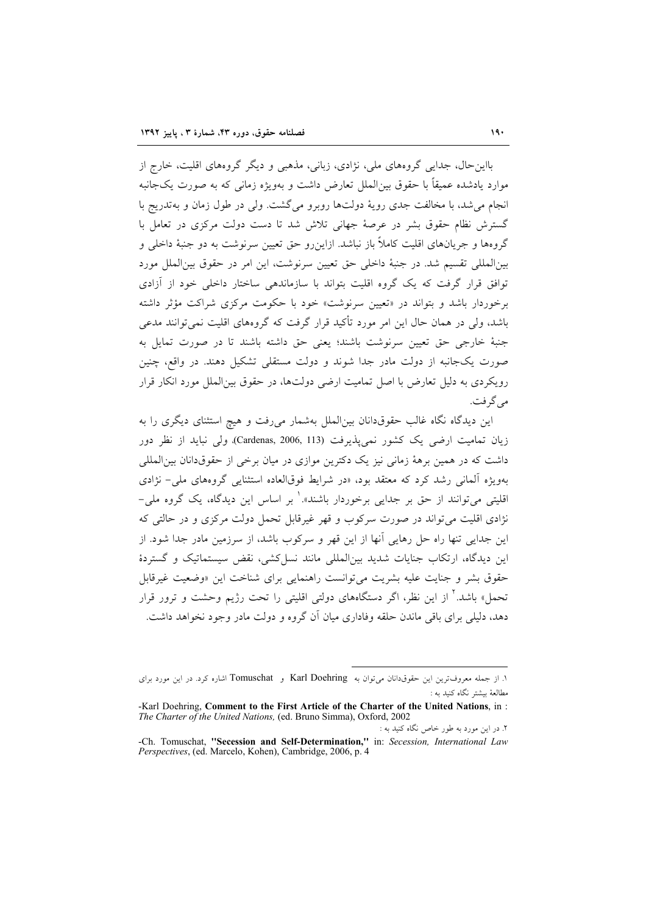بااین‌حال، جدایی گروه‌های ملی، نژادی، زبانی، مذهبی و دیگر گروه‌های اقلیت، خارج از موارد یادشده عمیقاً با حقوق بین‌الملل تعارض داشت و به‌ویژه زمانی که به صورت یک‌جانبه انجام می‌شد، با مخالفت جدی رویهٔ دولت‌ها روبرو می‌گشت. ولی در طول زمان و به‌تدریج با گسترش نظام حقوق بشر در عرصهٔ جهانی تلاش شد تا دست دولت مرکزی در تعامل با گروه‌ها و جریان‌های اقلیت کاملاً باز نباشد. ازاین‌رو حق تعیین سرنوشت به دو جنبهٔ داخلی و بین‌المللی تقسیم شد. در جنبهٔ داخلی حق تعیین سرنوشت، این امر در حقوق بین‌الملل مورد توافق قرار گرفت که یک گروه اقلیت بتواند با سازماندهی ساختار داخلی خود از آزادی برخوردار باشد و بتواند در «تعیین سرنوشت» خود با حکومت مرکزی شراکت مؤثر داشته باشد، ولی در همان حال این امر مورد تأکید قرار گرفت که گروه‌های اقلیت نمی‌توانند مدعی جنبهٔ خارجی حق تعیین سرنوشت باشند؛ یعنی حق داشته باشند تا در صورت تمایل به صورت یک‌جانبه از دولت مادر جدا شوند و دولت مستقلی تشکیل دهند. در واقع، چنین رویکردی به دلیل تعارض با اصل تمامیت ارضی دولت‌ها، در حقوق بین‌الملل مورد انکار قرار می‌گرفت.

این دیدگاه نگاه غالب حقوق‌دانان بین‌الملل به‌شمار می‌رفت و هیچ استثنای دیگری را به زیان تمامیت ارضی یک کشور نمی‌پذیرفت (Cardenas, 2006, 113). ولی نباید از نظر دور داشت که در همین برههٔ زمانی نیز یک دکترین موازی در میان برخی از حقوق‌دانان بین‌المللی به‌ویژه آلمانی رشد کرد که معتقد بود، «در شرایط فوق‌العاده استثنایی گروه‌های ملی- نژادی اقلیتی می‌توانند از حق بر جدایی برخوردار باشند».[1] بر اساس این دیدگاه، یک گروه ملی- نژادی اقلیت می‌تواند در صورت سرکوب و قهر غیرقابل تحمل دولت مرکزی و در حالتی که این جدایی تنها راه حل رهایی آنها از این قهر و سرکوب باشد، از سرزمین مادر جدا شود. از این دیدگاه، ارتکاب جنایات شدید بین‌المللی مانند نسل‌کشی، نقض سیستماتیک و گستردهٔ حقوق بشر و جنایت علیه بشریت می‌توانست راهنمایی برای شناخت این «وضعیت غیرقابل تحمل» باشد.[2] از این نظر، اگر دستگاه‌های دولتی اقلیتی را تحت رژیم وحشت و ترور قرار دهد، دلیلی برای باقی ماندن حلقه وفاداری میان آن گروه و دولت مادر وجود نخواهد داشت.

---

۱. از جمله معروف‌ترین این حقوق‌دانان می‌توان به Karl Doehring و Tomuschat اشاره کرد. در این مورد برای مطالعهٔ بیشتر نگاه کنید به :

-Karl Doehring, **Comment to the First Article of the Charter of the United Nations**, in : *The Charter of the United Nations,* (ed. Bruno Simma), Oxford, 2002

۲. در این مورد به طور خاص نگاه کنید به :

-Ch. Tomuschat, **"Secession and Self-Determination,"** in: *Secession, International Law Perspectives*, (ed. Marcelo, Kohen), Cambridge, 2006, p. 4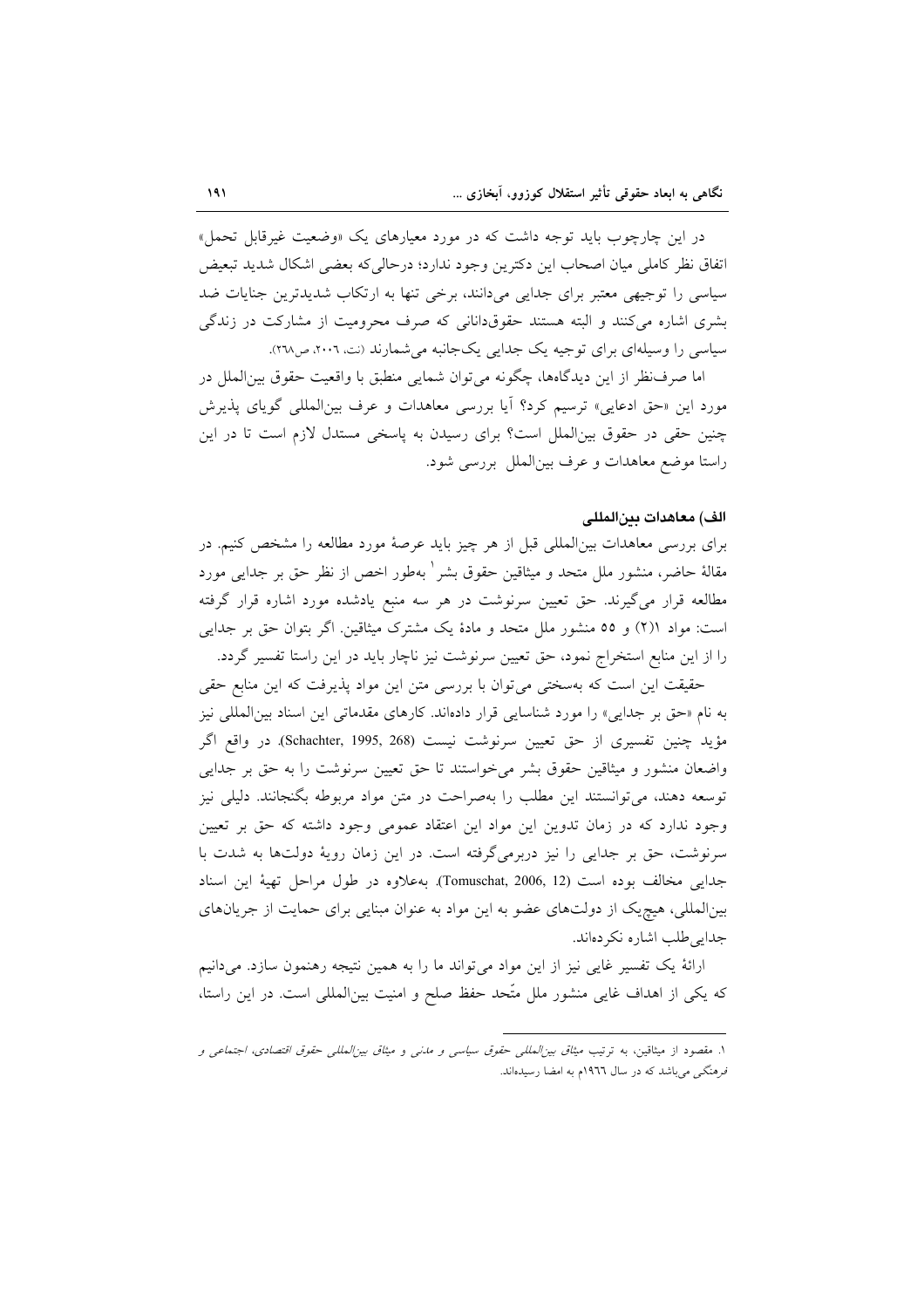در این چارچوب باید توجه داشت که در مورد معیارهای یک «وضعیت غیرقابل تحمل» اتفاق نظر کاملی میان اصحاب این دکترین وجود ندارد؛ درحالی‌که بعضی اشکال شدید تبعیض سیاسی را توجیهی معتبر برای جدایی می‌دانند، برخی تنها به ارتکاب شدیدترین جنایات ضد بشری اشاره می‌کنند و البته هستند حقوقدانانی که صرف محرومیت از مشارکت در زندگی سیاسی را وسیله‌ای برای توجیه یک جدایی یک‌جانبه می‌شمارند (نت، ۲۰۰۶، ص۲۶۸).

اما صرف‌نظر از این دیدگاه‌ها، چگونه می‌توان شمایی منطبق با واقعیت حقوق بین‌الملل در مورد این «حق ادعایی» ترسیم کرد؟ آیا بررسی معاهدات و عرف بین‌المللی گویای پذیرش چنین حقی در حقوق بین‌الملل است؟ برای رسیدن به پاسخی مستدل لازم است تا در این راستا موضع معاهدات و عرف بین‌الملل بررسی شود.

### الف) معاهدات بین‌المللی

برای بررسی معاهدات بین‌المللی قبل از هر چیز باید عرصهٔ مورد مطالعه را مشخص کنیم. در مقالهٔ حاضر، منشور ملل متحد و میثاقین حقوق بشر[1] به‌طور اخص از نظر حق بر جدایی مورد مطالعه قرار می‌گیرند. حق تعیین سرنوشت در هر سه منبع یادشده مورد اشاره قرار گرفته است: مواد ۱(۲) و ۵۵ منشور ملل متحد و مادهٔ یک مشترک میثاقین. اگر بتوان حق بر جدایی را از این منابع استخراج نمود، حق تعیین سرنوشت نیز ناچار باید در این راستا تفسیر گردد.

حقیقت این است که به‌سختی می‌توان با بررسی متن این مواد پذیرفت که این منابع حقی به نام «حق بر جدایی» را مورد شناسایی قرار داده‌اند. کارهای مقدماتی این اسناد بین‌المللی نیز مؤید چنین تفسیری از حق تعیین سرنوشت نیست (Schachter, 1995, 268). در واقع اگر واضعان منشور و میثاقین حقوق بشر می‌خواستند تا حق تعیین سرنوشت را به حق بر جدایی توسعه دهند، می‌توانستند این مطلب را به‌صراحت در متن مواد مربوطه بگنجانند. دلیلی نیز وجود ندارد که در زمان تدوین این مواد این اعتقاد عمومی وجود داشته که حق بر تعیین سرنوشت، حق بر جدایی را نیز دربرمی‌گرفته است. در این زمان رویهٔ دولت‌ها به شدت با جدایی مخالف بوده است (Tomuschat, 2006, 12). به‌علاوه در طول مراحل تهیهٔ این اسناد بین‌المللی، هیچ‌یک از دولت‌های عضو به این مواد به عنوان مبنایی برای حمایت از جریان‌های جدایی‌طلب اشاره نکرده‌اند.

ارائهٔ یک تفسیر غایی نیز از این مواد می‌تواند ما را به همین نتیجه رهنمون سازد. می‌دانیم که یکی از اهداف غایی منشور ملل متّحد حفظ صلح و امنیت بین‌المللی است. در این راستا،

---

[1] مقصود از میثاقین، به ترتیب *میثاق بین‌المللی حقوق سیاسی و مدنی* و *میثاق بین‌المللی حقوق اقتصادی، اجتماعی و فرهنگی* می‌باشد که در سال ۱۹۶۶م به امضا رسیده‌اند.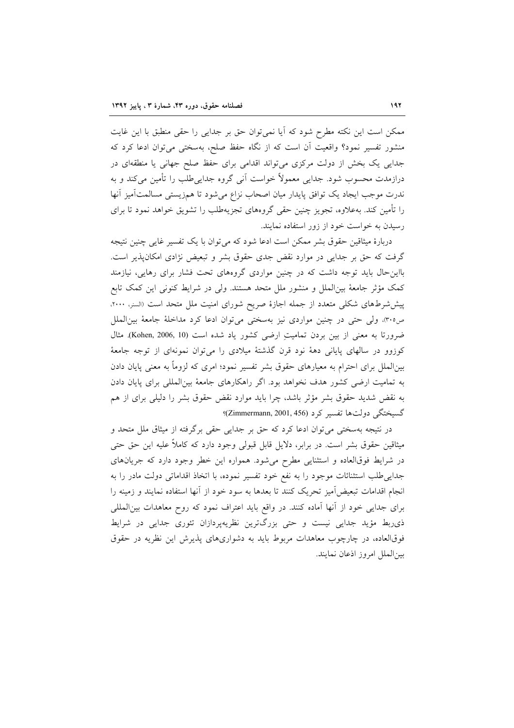ممکن است این نکته مطرح شود که آیا نمی‌توان حق بر جدایی را حقی منطبق با این غایت منشور تفسیر نمود؟ واقعیت آن است که از نگاه حفظ صلح، به‌سختی می‌توان ادعا کرد که جدایی یک بخش از دولت مرکزی می‌تواند اقدامی برای حفظ صلح جهانی یا منطقه‌ای در درازمدت محسوب شود. جدایی معمولاً خواست آنی گروه جدایی‌طلب را تأمین می‌کند و به ندرت موجب ایجاد یک توافق پایدار میان اصحاب نزاع می‌شود تا همزیستی مسالمت‌آمیز آنها را تأمین کند. به‌علاوه، تجویز چنین حقی گروه‌های تجزیه‌طلب را تشویق خواهد نمود تا برای رسیدن به خواست خود از زور استفاده نمایند.

دربارهٔ میثاقین حقوق بشر ممکن است ادعا شود که می‌توان با یک تفسیر غایی چنین نتیجه گرفت که حق بر جدایی در موارد نقض جدی حقوق بشر و تبعیض نژادی امکان‌پذیر است. بااین‌حال باید توجه داشت که در چنین مواردی گروه‌های تحت فشار برای رهایی، نیازمند کمک مؤثر جامعهٔ بین‌الملل و منشور ملل متحد هستند. ولی در شرایط کنونی این کمک تابع پیش‌شرط‌های شکلی متعدد از جمله اجازهٔ صریح شورای امنیت ملل متحد است (السنر، ۲۰۰۰، ص۳۰۵). ولی حتی در چنین مواردی نیز به‌سختی می‌توان ادعا کرد مداخلهٔ جامعهٔ بین‌الملل ضرورتا به معنی از بین بردن تمامیتِ ارضی کشور یاد شده است (Kohen, 2006, 10). مثال کوزوو در سالهای پایانی دههٔ نود قرن گذشتهٔ میلادی را می‌توان نمونه‌ای از توجه جامعهٔ بین‌الملل برای احترام به معیارهای حقوق بشر تفسیر نمود؛ امری که لزوماً به معنی پایان دادن به تمامیت ارضی کشور هدف نخواهد بود. اگر راهکارهای جامعهٔ بین‌المللی برای پایان دادن به نقض شدید حقوق بشر مؤثر باشد، چرا باید موارد نقض حقوق بشر را دلیلی برای از هم گسیختگی دولت‌ها تفسیر کرد (Zimmermann, 2001, 456)؟

در نتیجه به‌سختی می‌توان ادعا کرد که حق بر جدایی حقی برگرفته از میثاق ملل متحد و میثاقین حقوق بشر است. در برابر، دلایل قابل قبولی وجود دارد که کاملاً علیه این حق حتی در شرایط فوق‌العاده و استثنایی مطرح می‌شود. همواره این خطر وجود دارد که جریان‌های جدایی‌طلب استثنائات موجود را به نفع خود تفسیر نموده، با اتخاذ اقداماتی دولت مادر را به انجام اقدامات تبعیض‌آمیز تحریک کنند تا بعدها به سود خود از آنها استفاده نمایند و زمینه را برای جدایی خود از آنها آماده کنند. در واقع باید اعتراف نمود که روح معاهدات بین‌المللی ذی‌ربط مؤید جدایی نیست و حتی بزرگ‌ترین نظریه‌پردازان تئوری جدایی در شرایط فوق‌العاده، در چارچوب معاهدات مربوط باید به دشواری‌های پذیرش این نظریه در حقوق بین‌الملل امروز اذعان نمایند.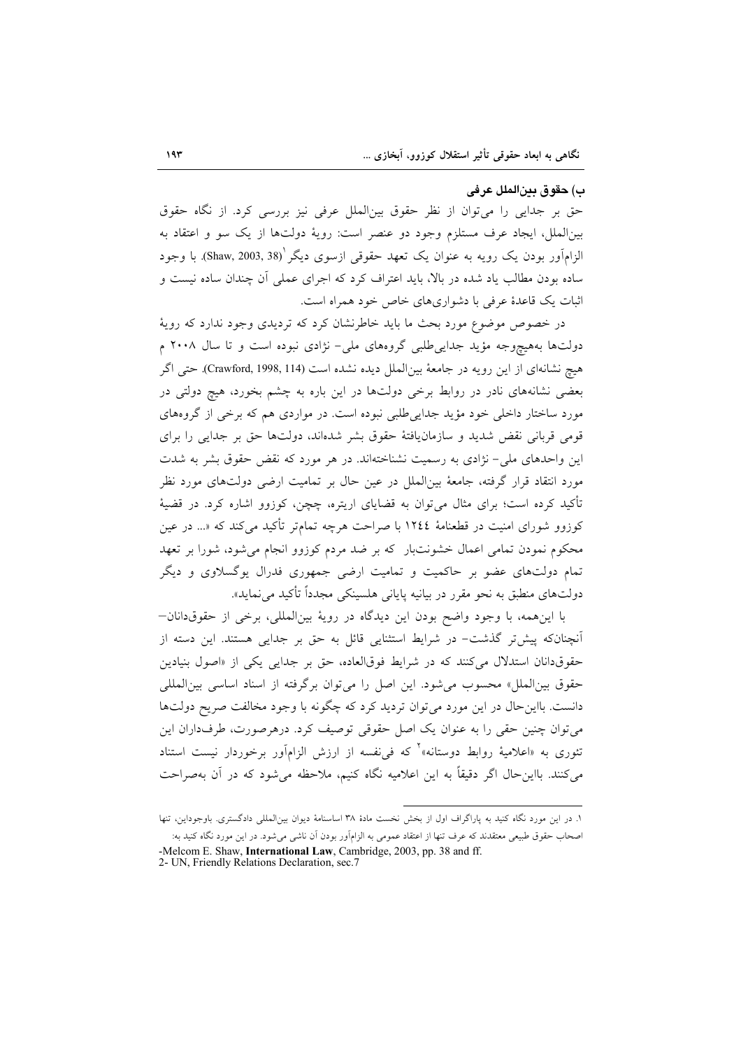### ب) حقوق بین‌الملل عرفی

حق بر جدایی را می‌توان از نظر حقوق بین‌الملل عرفی نیز بررسی کرد. از نگاه حقوق بین‌الملل، ایجاد عرف مستلزم وجود دو عنصر است: رویهٔ دولت‌ها از یک سو و اعتقاد به الزام‌آور بودن یک رویه به عنوان یک تعهد حقوقی ازسوی دیگر[1] (Shaw, 2003, 38). با وجود ساده بودن مطالب یاد شده در بالا، باید اعتراف کرد که اجرای عملی آن چندان ساده نیست و اثبات یک قاعدهٔ عرفی با دشواری‌های خاص خود همراه است.

در خصوص موضوع مورد بحث ما باید خاطرنشان کرد که تردیدی وجود ندارد که رویهٔ دولت‌ها به‌هیچ‌وجه مؤید جدایی‌طلبی گروه‌های ملی- نژادی نبوده است و تا سال ۲۰۰۸ م هیچ نشانه‌ای از این رویه در جامعهٔ بین‌الملل دیده نشده است (Crawford, 1998, 114). حتی اگر بعضی نشانه‌های نادر در روابط برخی دولت‌ها در این باره به چشم بخورد، هیچ دولتی در مورد ساختار داخلی خود مؤید جدایی‌طلبی نبوده است. در مواردی هم که برخی از گروه‌های قومی قربانی نقض شدید و سازمان‌یافتهٔ حقوق بشر شده‌اند، دولت‌ها حق بر جدایی را برای این واحدهای ملی- نژادی به رسمیت نشناخته‌اند. در هر مورد که نقض حقوق بشر به شدت مورد انتقاد قرار گرفته، جامعهٔ بین‌الملل در عین حال بر تمامیت ارضی دولت‌های مورد نظر تأکید کرده است؛ برای مثال می‌توان به قضایای اریتره، چچن، کوزوو اشاره کرد. در قضیهٔ کوزوو شورای امنیت در قطعنامهٔ ۱۲۴٤ با صراحت هرچه تمام‌تر تأکید می‌کند که «... در عین محکوم نمودن تمامی اعمال خشونت‌بار که بر ضد مردم کوزوو انجام می‌شود، شورا بر تعهد تمام دولت‌های عضو بر حاکمیت و تمامیت ارضی جمهوری فدرال یوگسلاوی و دیگر دولت‌های منطبق به نحو مقرر در بیانیه پایانی هلسینکی مجدداً تأکید می‌نماید».

با این‌همه، با وجود واضح بودن این دیدگاه در رویهٔ بین‌المللی، برخی از حقوق‌دانان- آنچنانکه پیش‌تر گذشت- در شرایط استثنایی قائل به حق بر جدایی هستند. این دسته از حقوق‌دانان استدلال می‌کنند که در شرایط فوق‌العاده، حق بر جدایی یکی از «اصول بنیادین حقوق بین‌الملل» محسوب می‌شود. این اصل را می‌توان برگرفته از اسناد اساسی بین‌المللی دانست. بااین‌حال در این مورد می‌توان تردید کرد که چگونه با وجود مخالفت صریح دولت‌ها می‌توان چنین حقی را به عنوان یک اصل حقوقی توصیف کرد. درهرصورت، طرف‌داران این تئوری به «اعلامیهٔ روابط دوستانه»[2] که فی‌نفسه از ارزش الزام‌آور برخوردار نیست استناد می‌کنند. بااین‌حال اگر دقیقاً به این اعلامیه نگاه کنیم، ملاحظه می‌شود که در آن به‌صراحت

---

۱. در این مورد نگاه کنید به پاراگراف اول از بخش نخست مادهٔ ۳۸ اساسنامهٔ دیوان بین‌المللی دادگستری. باوجوداین، تنها اصحاب حقوق طبیعی معتقدند که عرف تنها از اعتقاد عمومی به الزام‌آور بودن آن ناشی می‌شود. در این مورد نگاه کنید به:

-Melcom E. Shaw, **International Law**, Cambridge, 2003, pp. 38 and ff.

2- UN, Friendly Relations Declaration, sec.7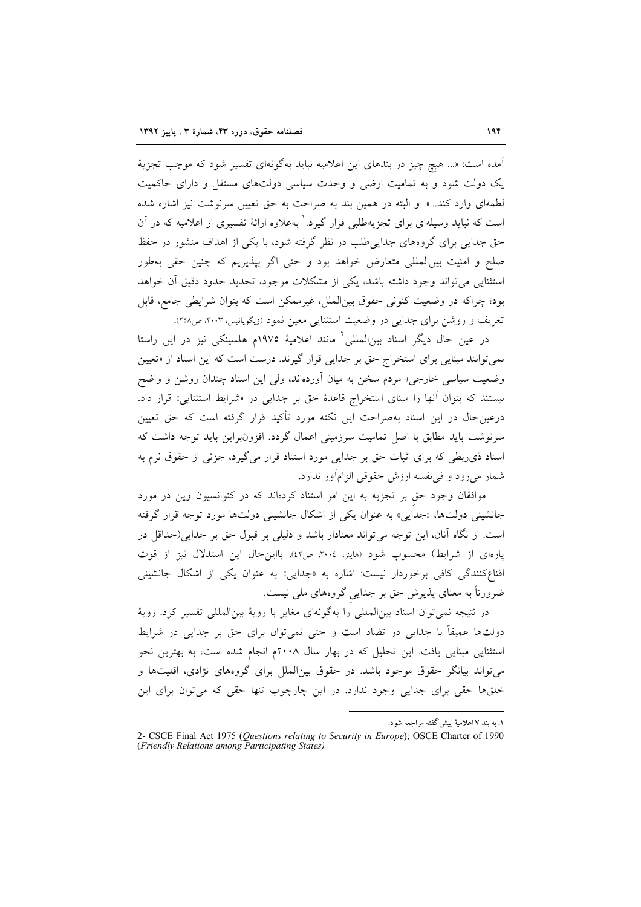آمده است: «... هیچ چیز در بندهای این اعلامیه نباید به‌گونه‌ای تفسیر شود که موجب تجزیهٔ یک دولت شود و به تمامیت ارضی و وحدت سیاسی دولت‌های مستقل و دارای حاکمیت لطمه‌ای وارد کند...». و البته در همین بند به صراحت به حق تعیین سرنوشت نیز اشاره شده است که نباید وسیله‌ای برای تجزیه‌طلبی قرار گیرد.[1] به‌علاوه ارائهٔ تفسیری از اعلامیه که در آن حق جدایی برای گروه‌های جدایی‌طلب در نظر گرفته شود، با یکی از اهداف منشور در حفظ صلح و امنیت بین‌المللی متعارض خواهد بود و حتی اگر بپذیریم که چنین حقی به‌طور استثنایی می‌تواند وجود داشته باشد، یکی از مشکلات موجود، تحدید حدود دقیق آن خواهد بود؛ چراکه در وضعیت کنونی حقوق بین‌الملل، غیرممکن است که بتوان شرایطی جامع، قابل تعریف و روشن برای جدایی در وضعیت استثنایی معین نمود (زیگویانیس، ۲۰۰۳، ص۲۵۸).

در عین حال دیگر اسناد بین‌المللی[2] مانند اعلامیهٔ ۱۹۷۵م هلسینکی نیز در این راستا نمی‌توانند مبنایی برای استخراج حق بر جدایی قرار گیرند. درست است که این اسناد از «تعیین وضعیت سیاسی خارجی» مردم سخن به میان آورده‌اند، ولی این اسناد چندان روشن و واضح نیستند که بتوان آنها را مبنای استخراج قاعدهٔ حق بر جدایی در «شرایط استثنایی» قرار داد. درعین‌حال در این اسناد به‌صراحت این نکته مورد تأکید قرار گرفته است که حق تعیین سرنوشت باید مطابق با اصل تمامیت سرزمینی اعمال گردد. افزون‌براین باید توجه داشت که اسناد ذی‌ربطی که برای اثبات حق بر جدایی مورد استناد قرار می‌گیرد، جزئی از حقوق نرم به شمار می‌رود و فی‌نفسه ارزش حقوقی الزام‌آور ندارد.

موافقان وجود حق بر تجزیه به این امر استناد کرده‌اند که در کنوانسیون وین در مورد جانشینی دولت‌ها، «جدایی» به عنوان یکی از اشکال جانشینی دولت‌ها مورد توجه قرار گرفته است. از نگاه آنان، این توجه می‌تواند معنادار باشد و دلیلی بر قبول حق بر جدایی(حداقل در پاره‌ای از شرایط) محسوب شود (هاینز، ۲۰۰٤، ص٤٢). بااین‌حال این استدلال نیز از قوت اقناع‌کنندگی کافی برخوردار نیست: اشاره به «جدایی» به عنوان یکی از اشکال جانشینی ضرورتاً به معنای پذیرش حق بر جدایی گروه‌های ملی نیست.

در نتیجه نمی‌توان اسناد بین‌المللی را به‌گونه‌ای مغایر با رویهٔ بین‌المللی تفسیر کرد. رویهٔ دولت‌ها عمیقاً با جدایی در تضاد است و حتی نمی‌توان برای حق بر جدایی در شرایط استثنایی مبنایی یافت. این تحلیل که در بهار سال ۲۰۰۸م انجام شده است، به بهترین نحو می‌تواند بیانگر حقوق موجود باشد. در حقوق بین‌الملل برای گروه‌های نژادی، اقلیت‌ها و خلق‌ها حقی برای جدایی وجود ندارد. در این چارچوب تنها حقی که می‌توان برای این

---

۱. به بند ۷ اعلامیهٔ پیش‌گفته مراجعه شود.

2- CSCE Final Act 1975 (*Questions relating to Security in Europe*); OSCE Charter of 1990 (*Friendly Relations among Participating States*)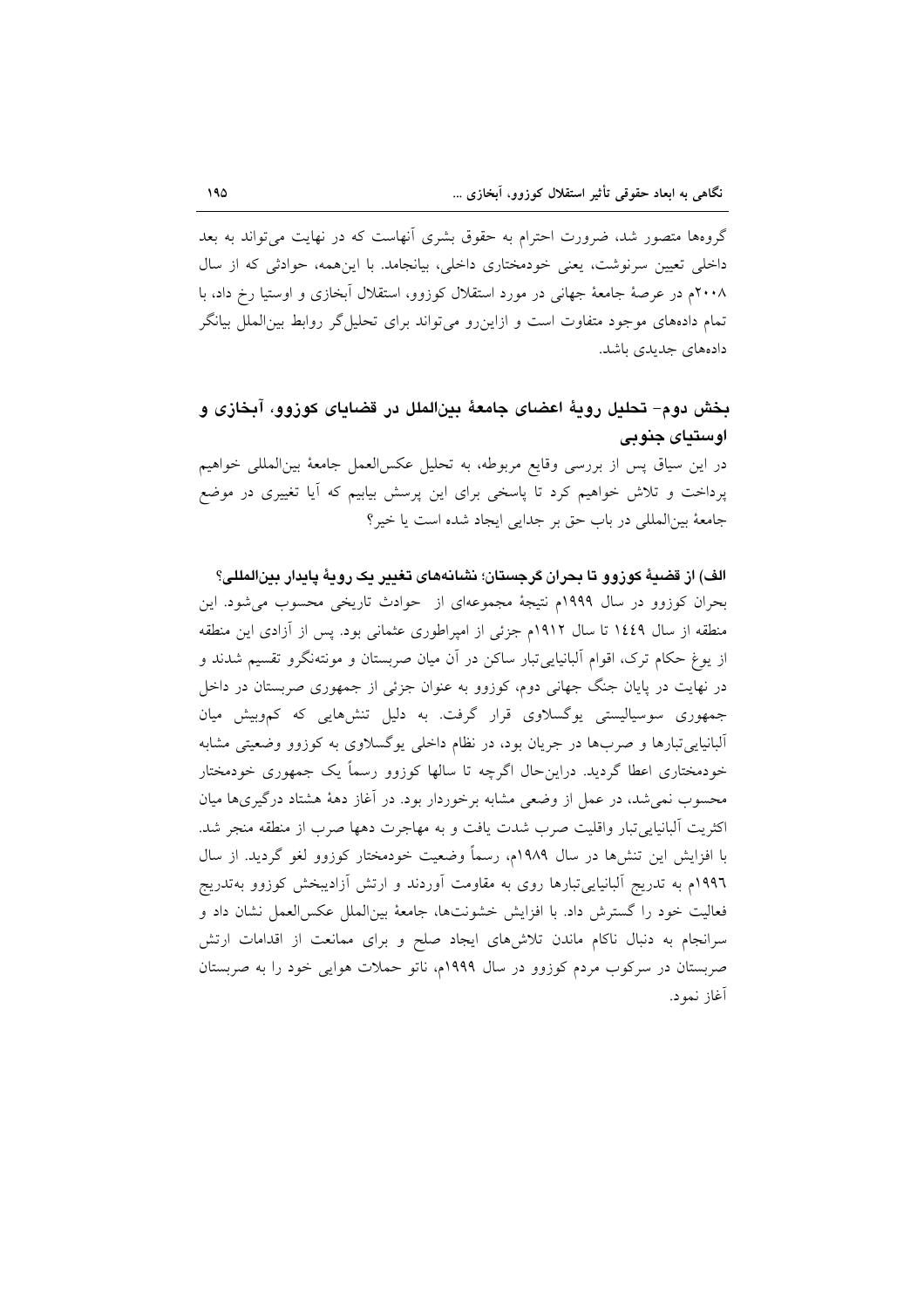گروه‌ها متصور شد، ضرورت احترام به حقوق بشری آنهاست که در نهایت می‌تواند به بعد داخلی تعیین سرنوشت، یعنی خودمختاری داخلی، بیانجامد. با این‌همه، حوادثی که از سال ۲۰۰۸م در عرصهٔ جامعهٔ جهانی در مورد استقلال کوزوو، استقلال آبخازی و اوستیا رخ داد، با تمام داده‌های موجود متفاوت است و ازاین‌رو می‌تواند برای تحلیل‌گر روابط بین‌الملل بیانگر داده‌های جدیدی باشد.

## بخش دوم- تحلیل رویهٔ اعضای جامعهٔ بین‌الملل در قضایای کوزوو، آبخازی و اوستیای جنوبی

در این سیاق پس از بررسی وقایع مربوطه، به تحلیل عکس‌العمل جامعهٔ بین‌المللی خواهیم پرداخت و تلاش خواهیم کرد تا پاسخی برای این پرسش بیابیم که آیا تغییری در موضع جامعهٔ بین‌المللی در باب حق بر جدایی ایجاد شده است یا خیر؟

### الف) از قضیهٔ کوزوو تا بحران گرجستان؛ نشانه‌های تغییر یک رویهٔ پایدار بین‌المللی؟

بحران کوزوو در سال ۱۹۹۹م نتیجهٔ مجموعه‌ای از حوادث تاریخی محسوب می‌شود. این منطقه از سال ۱٤٤۹ تا سال ۱۹۱۲م جزئی از امپراطوری عثمانی بود. پس از آزادی این منطقه از یوغ حکام ترک، اقوام آلبانیایی‌تبار ساکن در آن میان صربستان و مونته‌نگرو تقسیم شدند و در نهایت در پایان جنگ جهانی دوم، کوزوو به عنوان جزئی از جمهوری صربستان در داخل جمهوری سوسیالیستی یوگسلاوی قرار گرفت. به دلیل تنش‌هایی که کم‌وبیش میان آلبانیایی‌تبارها و صرب‌ها در جریان بود، در نظام داخلی یوگسلاوی به کوزوو وضعیتی مشابه خودمختاری اعطا گردید. دراین‌حال اگرچه تا سالها کوزوو رسماً یک جمهوری خودمختار محسوب نمی‌شد، در عمل از وضعی مشابه برخوردار بود. در آغاز دههٔ هشتاد درگیری‌ها میان اکثریت آلبانیایی‌تبار واقلیت صرب شدت یافت و به مهاجرت دهها صرب از منطقه منجر شد. با افزایش این تنش‌ها در سال ۱۹۸۹م، رسماً وضعیت خودمختار کوزوو لغو گردید. از سال ۱۹۹٦م به تدریج آلبانیایی‌تبارها روی به مقاومت آوردند و ارتش آزادیبخش کوزوو به‌تدریج فعالیت خود را گسترش داد. با افزایش خشونت‌ها، جامعهٔ بین‌الملل عکس‌العمل نشان داد و سرانجام به دنبال ناکام ماندن تلاش‌های ایجاد صلح و برای ممانعت از اقدامات ارتش صربستان در سرکوب مردم کوزوو در سال ۱۹۹۹م، ناتو حملات هوایی خود را به صربستان آغاز نمود.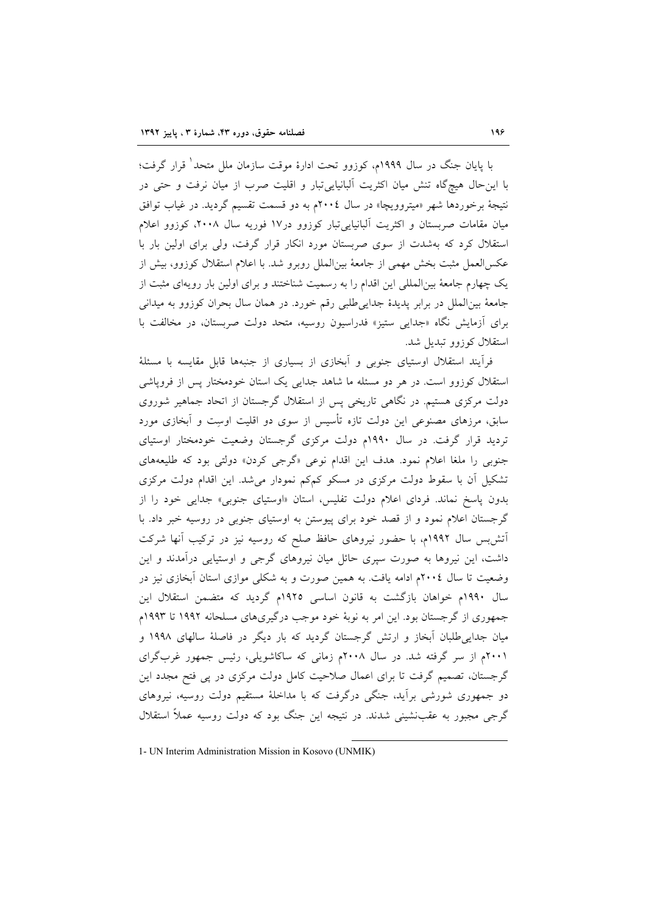با پایان جنگ در سال ۱۹۹۹م، کوزوو تحت ادارهٔ موقت سازمان ملل متحد[1] قرار گرفت؛ با این‌حال هیچ‌گاه تنش میان اکثریت آلبانیایی‌تبار و اقلیت صرب از میان نرفت و حتی در نتیجهٔ برخوردها شهر «میتروویچا» در سال ۲۰۰٤م به دو قسمت تقسیم گردید. در غیاب توافق میان مقامات صربستان و اکثریت آلبانیایی‌تبار کوزوو در۱۷ فوریه سال ۲۰۰۸، کوزوو اعلام استقلال کرد که به‌شدت از سوی صربستان مورد انکار قرار گرفت، ولی برای اولین بار با عکس‌العمل مثبت بخش مهمی از جامعهٔ بین‌الملل روبرو شد. با اعلام استقلال کوزوو، بیش از یک چهارم جامعهٔ بین‌المللی این اقدام را به رسمیت شناختند و برای اولین بار رویه‌ای مثبت از جامعهٔ بین‌الملل در برابر پدیدهٔ جدایی‌طلبی رقم خورد. در همان سال بحران کوزوو به میدانی برای آزمایش نگاه «جدایی ستیز» فدراسیون روسیه، متحد دولت صربستان، در مخالفت با استقلال کوزوو تبدیل شد.

فرآیند استقلال اوستیای جنوبی و آبخازی از بسیاری از جنبه‌ها قابل مقایسه با مسئلهٔ استقلال کوزوو است. در هر دو مسئله ما شاهد جدایی یک استان خودمختار پس از فروپاشی دولت مرکزی هستیم. در نگاهی تاریخی پس از استقلال گرجستان از اتحاد جماهیر شوروی سابق، مرزهای مصنوعی این دولت تازه تأسیس از سوی دو اقلیت اوسِت و آبخازی مورد تردید قرار گرفت. در سال ۱۹۹۰م دولت مرکزی گرجستان وضعیت خودمختار اوستیای جنوبی را ملغا اعلام نمود. هدف این اقدام نوعی «گرجی کردن» دولتی بود که طلیعه‌های تشکیل آن با سقوط دولت مرکزی در مسکو کم‌کم نمودار می‌شد. این اقدام دولت مرکزی بدون پاسخ نماند. فردای اعلام دولت تفلیس، استان «اوستیای جنوبی» جدایی خود را از گرجستان اعلام نمود و از قصد خود برای پیوستن به اوستیای جنوبی در روسیه خبر داد. با آتش‌بس سال ۱۹۹۲م، با حضور نیروهای حافظ صلح که روسیه نیز در ترکیب آنها شرکت داشت، این نیروها به صورت سپری حائل میان نیروهای گرجی و اوستیایی درآمدند و این وضعیت تا سال ۲۰۰٤م ادامه یافت. به همین صورت و به شکلی موازی استان آبخازی نیز در سال ۱۹۹۰م خواهان بازگشت به قانون اساسی ۱۹۲۵م گردید که متضمن استقلال این جمهوری از گرجستان بود. این امر به نوبهٔ خود موجب درگیری‌های مسلحانه ۱۹۹۲ تا ۱۹۹۳م میان جدایی‌طلبان آبخاز و ارتش گرجستان گردید که بار دیگر در فاصلهٔ سالهای ۱۹۹۸ و ۲۰۰۱م از سر گرفته شد. در سال ۲۰۰۸م زمانی که ساکاشویلی، رئیس جمهور غرب‌گرای گرجستان، تصمیم گرفت تا برای اعمال صلاحیت کامل دولت مرکزی در پی فتح مجدد این دو جمهوری شورشی برآید، جنگی درگرفت که با مداخلهٔ مستقیم دولت روسیه، نیروهای گرجی مجبور به عقب‌نشینی شدند. در نتیجه این جنگ بود که دولت روسیه عملاً استقلال

---

1- UN Interim Administration Mission in Kosovo (UNMIK)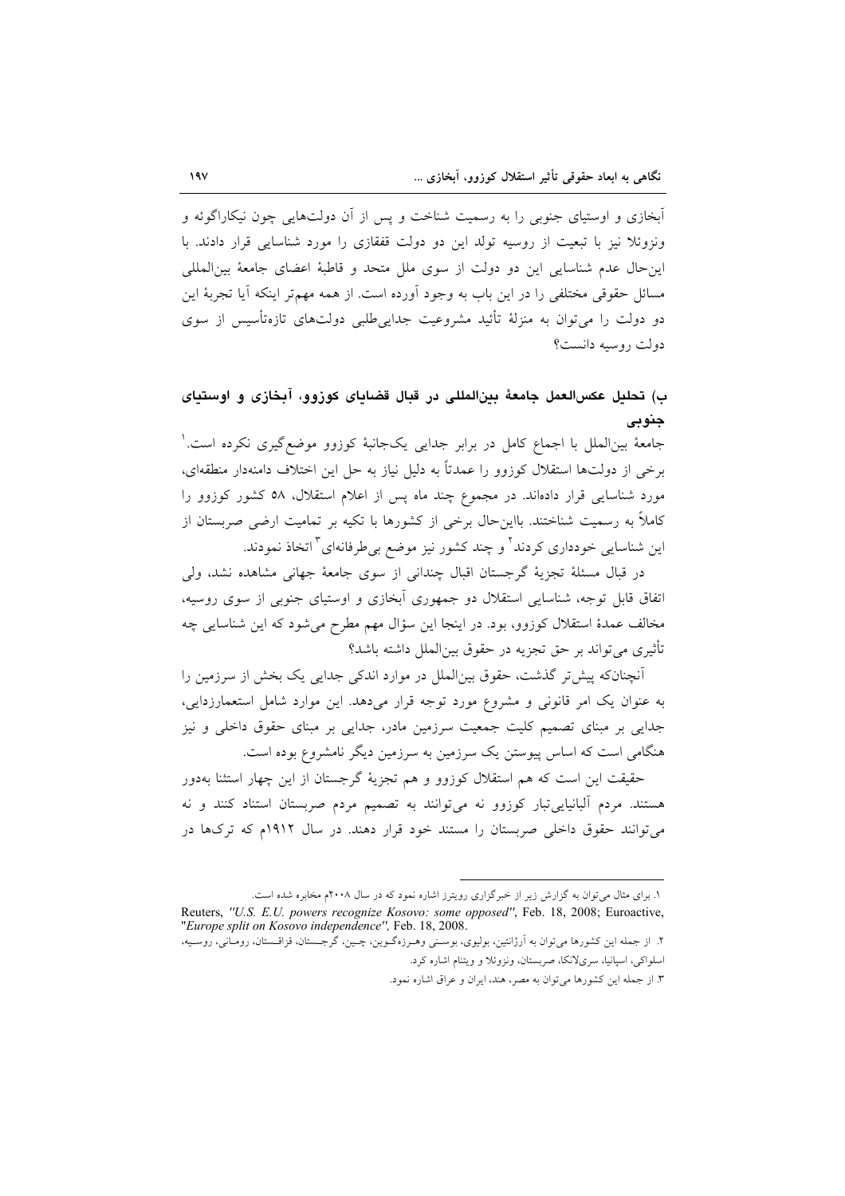آبخازی و اوستیای جنوبی را به رسمیت شناخت و پس از آن دولت‌هایی چون نیکاراگوئه و ونزوئلا نیز با تبعیت از روسیه تولد این دو دولت قفقازی را مورد شناسایی قرار دادند. با این‌حال عدم شناسایی این دو دولت از سوی ملل متحد و قاطبهٔ اعضای جامعهٔ بین‌المللی مسائل حقوقی مختلفی را در این باب به وجود آورده است. از همه مهم‌تر اینکه آیا تجربهٔ این دو دولت را می‌توان به منزلهٔ تأئید مشروعیت جدایی‌طلبی دولت‌های تازه‌تأسیس از سوی دولت روسیه دانست؟

## ب) تحلیل عکس‌العمل جامعهٔ بین‌المللی در قبال قضایای کوزوو، آبخازی و اوستیای جنوبی

جامعهٔ بین‌الملل با اجماع کامل در برابر جدایی یک‌جانبهٔ کوزوو موضع‌گیری نکرده است.[1] برخی از دولت‌ها استقلال کوزوو را عمدتاً به دلیل نیاز به حل این اختلاف دامنه‌دار منطقه‌ای، مورد شناسایی قرار داده‌اند. در مجموع چند ماه پس از اعلام استقلال، ۵۸ کشور کوزوو را کاملاً به رسمیت شناختند. بااین‌حال برخی از کشورها با تکیه بر تمامیت ارضی صربستان از این شناسایی خودداری کردند[2] و چند کشور نیز موضع بی‌طرفانه‌ای[3] اتخاذ نمودند.

در قبال مسئلهٔ تجزیهٔ گرجستان اقبال چندانی از سوی جامعهٔ جهانی مشاهده نشد، ولی اتفاق قابل توجه، شناسایی استقلال دو جمهوری آبخازی و اوستیای جنوبی از سوی روسیه، مخالف عمدهٔ استقلال کوزوو، بود. در اینجا این سؤال مهم مطرح می‌شود که این شناسایی چه تأثیری می‌تواند بر حق تجزیه در حقوق بین‌الملل داشته باشد؟

آنچنان‌که پیش‌تر گذشت، حقوق بین‌الملل در موارد اندکی جدایی یک بخش از سرزمین را به عنوان یک امر قانونی و مشروع مورد توجه قرار می‌دهد. این موارد شامل استعمارزدایی، جدایی بر مبنای تصمیم کلیت جمعیت سرزمین مادر، جدایی بر مبنای حقوق داخلی و نیز هنگامی است که اساس پیوستن یک سرزمین به سرزمین دیگر نامشروع بوده است.

حقیقت این است که هم استقلال کوزوو و هم تجزیهٔ گرجستان از این چهار استثنا به‌دور هستند. مردم آلبانیایی‌تبار کوزوو نه می‌توانند به تصمیم مردم صربستان استناد کنند و نه می‌توانند حقوق داخلی صربستان را مستند خود قرار دهند. در سال ۱۹۱۲م که ترک‌ها در

---

۱. برای مثال می‌توان به گزارش زیر از خبرگزاری رویترز اشاره نمود که در سال ۲۰۰۸م مخابره شده است.
Reuters, *"U.S. E.U. powers recognize Kosovo: some opposed"*, Feb. 18, 2008; Euroactive, "*Europe split on Kosovo independence"*, Feb. 18, 2008.

۲. از جمله این کشورها می‌توان به آرژانتین، بولیوی، بوسنی وهرزه‌گوین، چین، گرجستان، قزاقستان، رومانی، روسیه، اسلواکی، اسپانیا، سری‌لانکا، صربستان، ونزوئلا و ویتنام اشاره کرد.

۳. از جمله این کشورها می‌توان به مصر، هند، ایران و عراق اشاره نمود.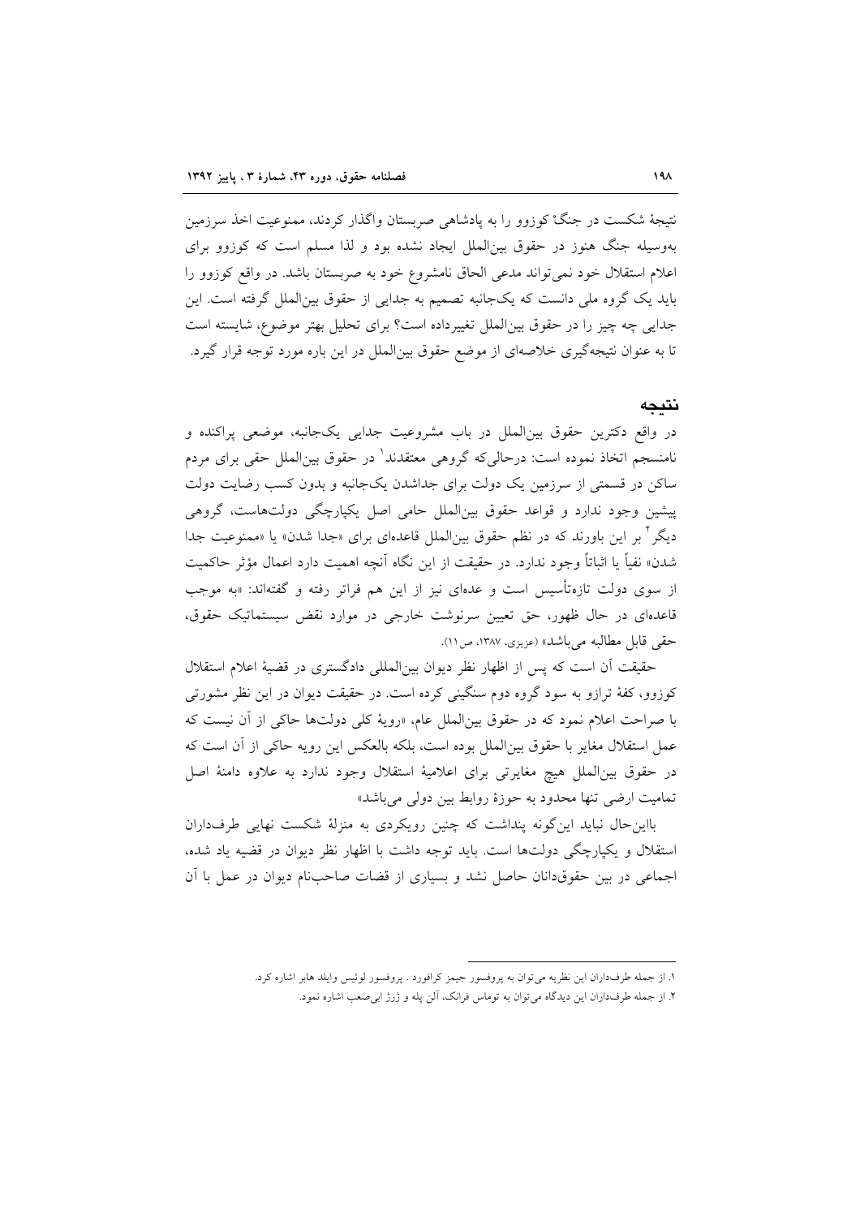نتیجهٔ شکست در جنگ کوزوو را به پادشاهی صربستان واگذار کردند، ممنوعیت اخذ سرزمین به‌وسیله جنگ هنوز در حقوق بین‌الملل ایجاد نشده بود و لذا مسلم است که کوزوو برای اعلام استقلال خود نمی‌تواند مدعی الحاق نامشروع خود به صربستان باشد. در واقع کوزوو را باید یک گروه ملی دانست که یک‌جانبه تصمیم به جدایی از حقوق بین‌الملل گرفته است. این جدایی چه چیز را در حقوق بین‌الملل تغییرداده است؟ برای تحلیل بهتر موضوع، شایسته است تا به عنوان نتیجه‌گیری خلاصه‌ای از موضع حقوق بین‌الملل در این باره مورد توجه قرار گیرد.

## نتیجه

در واقع دکترین حقوق بین‌الملل در باب مشروعیت جدایی یک‌جانبه، موضعی پراکنده و نامنسجم اتخاذ نموده است: درحالی‌که گروهی معتقدند[1] در حقوق بین‌الملل حقی برای مردم ساکن در قسمتی از سرزمین یک دولت برای جداشدن یک‌جانبه و بدون کسب رضایت دولت پیشین وجود ندارد و قواعد حقوق بین‌الملل حامی اصل یکپارچگی دولت‌هاست، گروهی دیگر[2] بر این باورند که در نظم حقوق بین‌الملل قاعده‌ای برای «جدا شدن» یا «ممنوعیت جدا شدن» نفیاً یا اثباتاً وجود ندارد. در حقیقت از این نگاه آنچه اهمیت دارد اعمال مؤثر حاکمیت از سوی دولت تازه‌تأسیس است و عده‌ای نیز از این هم فراتر رفته و گفته‌اند: «به موجب قاعده‌ای در حال ظهور، حق تعیین سرنوشت خارجی در موارد نقض سیستماتیک حقوق، حقی قابل مطالبه می‌باشد» (عزیزی، ۱۳۸۷، ص۱۱).

حقیقت آن است که پس از اظهار نظر دیوان بین‌المللی دادگستری در قضیهٔ اعلام استقلال کوزوو، کفهٔ ترازو به سود گروه دوم سنگینی کرده است. در حقیقت دیوان در این نظر مشورتی با صراحت اعلام نمود که در حقوق بین‌الملل عام، «رویهٔ کلی دولت‌ها حاکی از آن نیست که عمل استقلال مغایر با حقوق بین‌الملل بوده است، بلکه بالعکس این رویه حاکی از آن است که در حقوق بین‌الملل هیچ مغایرتی برای اعلامیهٔ استقلال وجود ندارد به علاوه دامنهٔ اصل تمامیت ارضی تنها محدود به حوزهٔ روابط بین دولی می‌باشد»

بااین‌حال نباید این‌گونه پنداشت که چنین رویکردی به منزلهٔ شکست نهایی طرف‌داران استقلال و یکپارچگی دولت‌ها است. باید توجه داشت با اظهار نظر دیوان در قضیه یاد شده، اجماعی در بین حقوق‌دانان حاصل نشد و بسیاری از قضات صاحب‌نام دیوان در عمل با آن

---

۱. از جمله طرف‌داران این نظریه می‌توان به پروفسور جیمز کرافورد . پروفسور لوئیس وایلد هابر اشاره کرد.

۲. از جمله طرف‌داران این دیدگاه می‌توان به توماس فرانک، آلن پله و ژرژ ابی‌صعب اشاره نمود.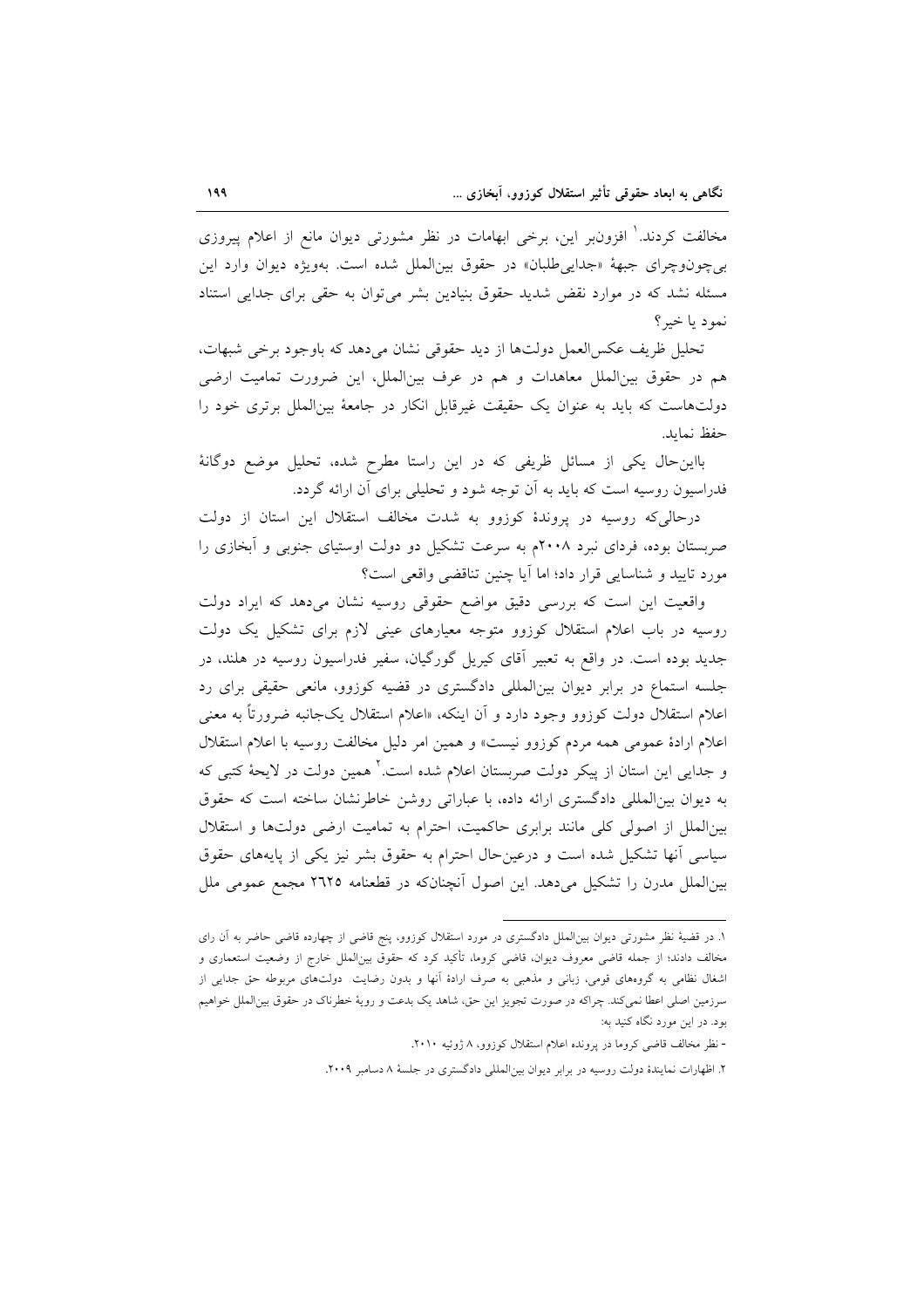مخالفت کردند.[1] افزون‌بر این، برخی ابهامات در نظر مشورتی دیوان مانع از اعلام پیروزی بی‌چون‌وچرای جبههٔ «جدایی‌طلبان» در حقوق بین‌الملل شده است. به‌ویژه دیوان وارد این مسئله نشد که در موارد نقض شدید حقوق بنیادین بشر می‌توان به حقی برای جدایی استناد نمود یا خیر؟

تحلیل ظریف عکس‌العمل دولت‌ها از دید حقوقی نشان می‌دهد که باوجود برخی شبهات، هم در حقوق بین‌الملل معاهدات و هم در عرف بین‌الملل، این ضرورت تمامیت ارضی دولت‌هاست که باید به عنوان یک حقیقت غیرقابل انکار در جامعهٔ بین‌الملل برتری خود را حفظ نماید.

بااین‌حال یکی از مسائل ظریفی که در این راستا مطرح شده، تحلیل موضع دوگانهٔ فدراسیون روسیه است که باید به آن توجه شود و تحلیلی برای آن ارائه گردد.

درحالی‌که روسیه در پروندهٔ کوزوو به شدت مخالف استقلال این استان از دولت صربستان بوده، فردای نبرد ۲۰۰۸م به سرعت تشکیل دو دولت اوستیای جنوبی و آبخازی را مورد تایید و شناسایی قرار داد؛ اما آیا چنین تناقضی واقعی است؟

واقعیت این است که بررسی دقیق مواضع حقوقی روسیه نشان می‌دهد که ایراد دولت روسیه در باب اعلام استقلال کوزوو متوجه معیارهای عینی لازم برای تشکیل یک دولت جدید بوده است. در واقع به تعبیر آقای کیریل گورگیان، سفیر فدراسیون روسیه در هلند، در جلسه استماع در برابر دیوان بین‌المللی دادگستری در قضیه کوزوو، مانعی حقیقی برای رد اعلام استقلال دولت کوزوو وجود دارد و آن اینکه، «اعلام استقلال یک‌جانبه ضرورتاً به معنی اعلام ارادهٔ عمومی همه مردم کوزوو نیست» و همین امر دلیل مخالفت روسیه با اعلام استقلال و جدایی این استان از پیکر دولت صربستان اعلام شده است.[2] همین دولت در لایحهٔ کتبی که به دیوان بین‌المللی دادگستری ارائه داده، با عباراتی روشن خاطرنشان ساخته است که حقوق بین‌الملل از اصولی کلی مانند برابری حاکمیت، احترام به تمامیت ارضی دولت‌ها و استقلال سیاسی آنها تشکیل شده است و درعین‌حال احترام به حقوق بشر نیز یکی از پایه‌های حقوق بین‌الملل مدرن را تشکیل می‌دهد. این اصول آنچنان‌که در قطعنامه ۲۶۲۵ مجمع عمومی ملل

---

۱. در قضیهٔ نظر مشورتی دیوان بین‌الملل دادگستری در مورد استقلال کوزوو، پنج قاضی از چهارده قاضی حاضر به آن رای مخالف دادند؛ از جمله قاضی معروف دیوان، قاضی کروما، تأکید کرد که حقوق بین‌الملل خارج از وضعیت استعماری و اشغال نظامی به گروه‌های قومی، زبانی و مذهبی به صرف ارادهٔ آنها و بدون رضایت دولت‌های مربوطه حق جدایی از سرزمین اصلی اعطا نمی‌کند. چراکه در صورت تجویز این حق، شاهد یک بدعت و رویهٔ خطرناک در حقوق بین‌الملل خواهیم بود. در این مورد نگاه کنید به:

- نظر مخالف قاضی کروما در پرونده اعلام استقلال کوزوو، ۸ ژوئیه ۲۰۱۰.

۲. اظهارات نمایندهٔ دولت روسیه در برابر دیوان بین‌المللی دادگستری در جلسهٔ ۸ دسامبر ۲۰۰۹.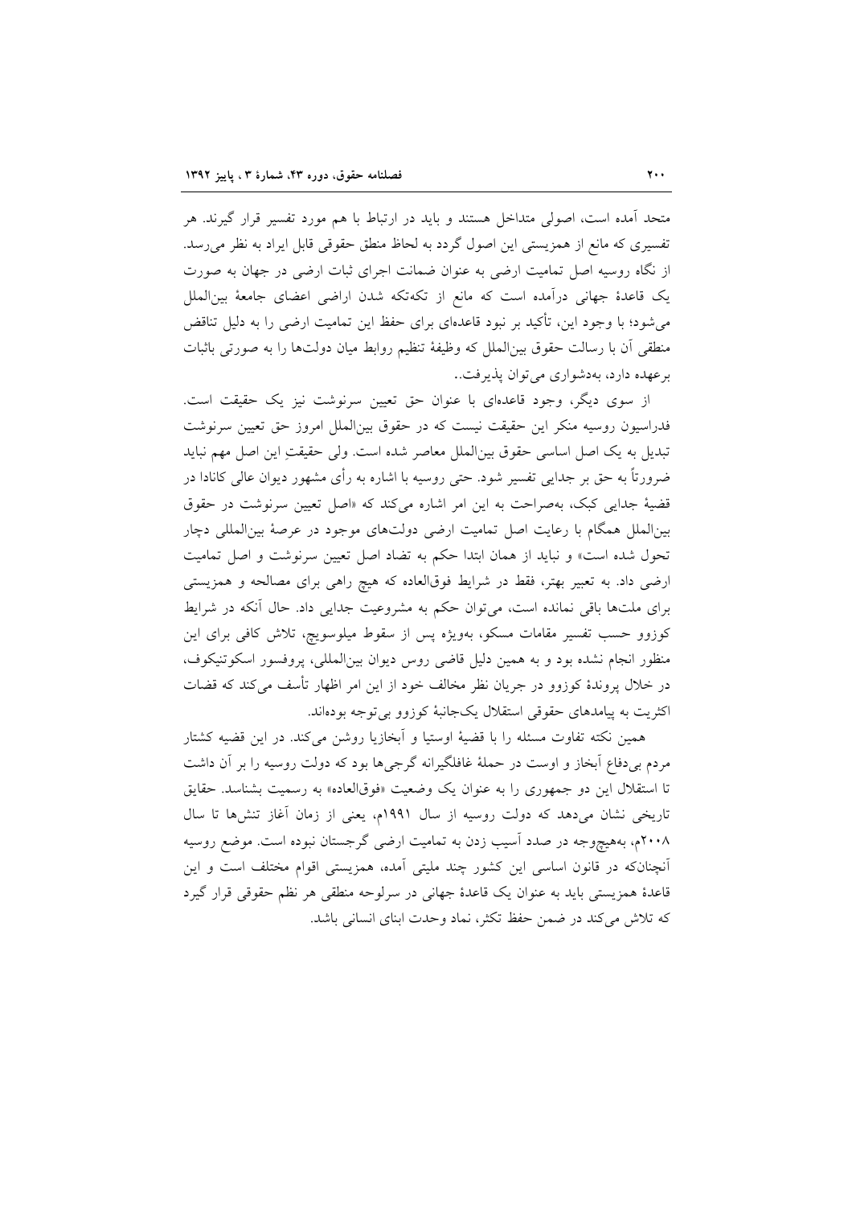متحد آمده است، اصولی متداخل هستند و باید در ارتباط با هم مورد تفسیر قرار گیرند. هر تفسیری که مانع از همزیستی این اصول گردد به لحاظ منطق حقوقی قابل ایراد به نظر می‌رسد. از نگاه روسیه اصل تمامیت ارضی به عنوان ضمانت اجرای ثبات ارضی در جهان به صورت یک قاعدهٔ جهانی درآمده است که مانع از تکه‌تکه شدن اراضی اعضای جامعهٔ بین‌الملل می‌شود؛ با وجود این، تأکید بر نبود قاعده‌ای برای حفظ این تمامیت ارضی را به دلیل تناقض منطقی آن با رسالت حقوق بین‌الملل که وظیفهٔ تنظیم روابط میان دولت‌ها را به صورتی باثبات برعهده دارد، به‌دشواری می‌توان پذیرفت..

از سوی دیگر، وجود قاعده‌ای با عنوان حق تعیین سرنوشت نیز یک حقیقت است. فدراسیون روسیه منکر این حقیقت نیست که در حقوق بین‌الملل امروز حق تعیین سرنوشت تبدیل به یک اصل اساسی حقوق بین‌الملل معاصر شده است. ولی حقیقتِ این اصل مهم نباید ضرورتاً به حق بر جدایی تفسیر شود. حتی روسیه با اشاره به رأی مشهور دیوان عالی کانادا در قضیهٔ جدایی کبک، به‌صراحت به این امر اشاره می‌کند که «اصل تعیین سرنوشت در حقوق بین‌الملل همگام با رعایت اصل تمامیت ارضی دولت‌های موجود در عرصهٔ بین‌المللی دچار تحول شده است» و نباید از همان ابتدا حکم به تضاد اصل تعیین سرنوشت و اصل تمامیت ارضی داد. به تعبیر بهتر، فقط در شرایط فوق‌العاده که هیچ راهی برای مصالحه و همزیستی برای ملت‌ها باقی نمانده است، می‌توان حکم به مشروعیت جدایی داد. حال آنکه در شرایط کوزوو حسب تفسیر مقامات مسکو، به‌ویژه پس از سقوط میلوسویچ، تلاش کافی برای این منظور انجام نشده بود و به همین دلیل قاضی روس دیوان بین‌المللی، پروفسور اسکوتنیکوف، در خلال پروندهٔ کوزوو در جریان نظر مخالف خود از این امر اظهار تأسف می‌کند که قضات اکثریت به پیامدهای حقوقی استقلال یک‌جانبهٔ کوزوو بی‌توجه بوده‌اند.

همین نکته تفاوت مسئله را با قضیهٔ اوستیا و آبخازیا روشن می‌کند. در این قضیه کشتار مردم بی‌دفاع آبخاز و اوست در حملهٔ غافلگیرانه گرجی‌ها بود که دولت روسیه را بر آن داشت تا استقلال این دو جمهوری را به عنوان یک وضعیت «فوق‌العاده» به رسمیت بشناسد. حقایق تاریخی نشان می‌دهد که دولت روسیه از سال ۱۹۹۱م، یعنی از زمان آغاز تنش‌ها تا سال ۲۰۰۸م، به‌هیچ‌وجه در صدد آسیب زدن به تمامیت ارضی گرجستان نبوده است. موضع روسیه آنچنانکه در قانون اساسی این کشور چند ملیتی آمده، همزیستی اقوام مختلف است و این قاعدهٔ همزیستی باید به عنوان یک قاعدهٔ جهانی در سرلوحه منطقی هر نظم حقوقی قرار گیرد که تلاش می‌کند در ضمن حفظ تکثر، نماد وحدت ابنای انسانی باشد.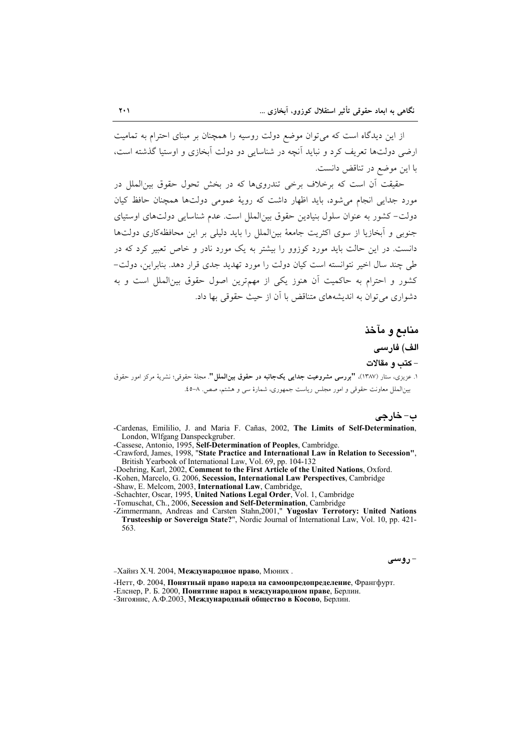از این دیدگاه است که می‌توان موضع دولت روسیه را همچنان بر مبنای احترام به تمامیت ارضی دولت‌ها تعریف کرد و نباید آنچه در شناسایی دو دولت آبخازی و اوستیا گذشته است، با این موضع در تناقض دانست.

حقیقت آن است که برخلاف برخی تندروی‌ها که در بخش تحول حقوق بین‌الملل در مورد جدایی انجام می‌شود، باید اظهار داشت که رویهٔ عمومی دولت‌ها همچنان حافظ کیان دولت- کشور به عنوان سلول بنیادین حقوق بین‌الملل است. عدم شناسایی دولت‌های اوستیای جنوبی و آبخازیا از سوی اکثریت جامعهٔ بین‌الملل را باید دلیلی بر این محافظه‌کاری دولت‌ها دانست. در این حالت باید مورد کوزوو را بیشتر به یک مورد نادر و خاص تعبیر کرد که در طی چند سال اخیر نتوانسته است کیان دولت را مورد تهدید جدی قرار دهد. بنابراین، دولت- کشور و احترام به حاکمیت آن هنوز یکی از مهم‌ترین اصول حقوق بین‌الملل است و به دشواری می‌توان به اندیشه‌های متناقض با آن از حیث حقوقی بها داد.

## منابع و مآخذ

### الف) فارسی

#### - کتب و مقالات

۱. عزیزی، ستار (۱۳۸۷)، **"بررسی مشروعیت جدایی یک‌جانبه در حقوق بین‌الملل"**. مجلهٔ حقوقی؛ نشریهٔ مرکز امور حقوق بین‌الملل معاونت حقوقی و امور مجلس ریاست جمهوری، شمارهٔ سی و هشتم، صص. ۸-۴۵.

### ب- خارجی

- Cardenas, Emililio, J. and Maria F. Cañas, 2002, **The Limits of Self-Determination**, London, Wlfgang Danspeckgruber.
- Cassese, Antonio, 1995, **Self-Determination of Peoples**, Cambridge.
- Crawford, James, 1998, **"State Practice and International Law in Relation to Secession"**, British Yearbook of International Law, Vol. 69, pp. 104-132
- Doehring, Karl, 2002, **Comment to the First Article of the United Nations**, Oxford.
- Kohen, Marcelo, G. 2006, **Secession, International Law Perspectives**, Cambridge
- Shaw, E. Melcom, 2003, **International Law**, Cambridge,
- Schachter, Oscar, 1995, **United Nations Legal Order**, Vol. 1, Cambridge
- Tomuschat, Ch., 2006, **Secession and Self-Determination**, Cambridge
- Zimmermann, Andreas and Carsten Stahn,2001," **Yugoslav Terrotory: United Nations Trusteeship or Sovereign State?**", Nordic Journal of International Law, Vol. 10, pp. 421-563.

#### - روسی

- Хайнз Х.Ч. 2004, **Международное право**, Мюних .
- Нетт, Ф. 2004, **Понятный право народа на самоопредопределение**, Франгфурт.
- Елснер, Р. Б. 2000, **Понятние народ в международном праве**, Берлин.
- Зигоянис, А.Ф.2003, **Международный общество в Косово**, Берлин.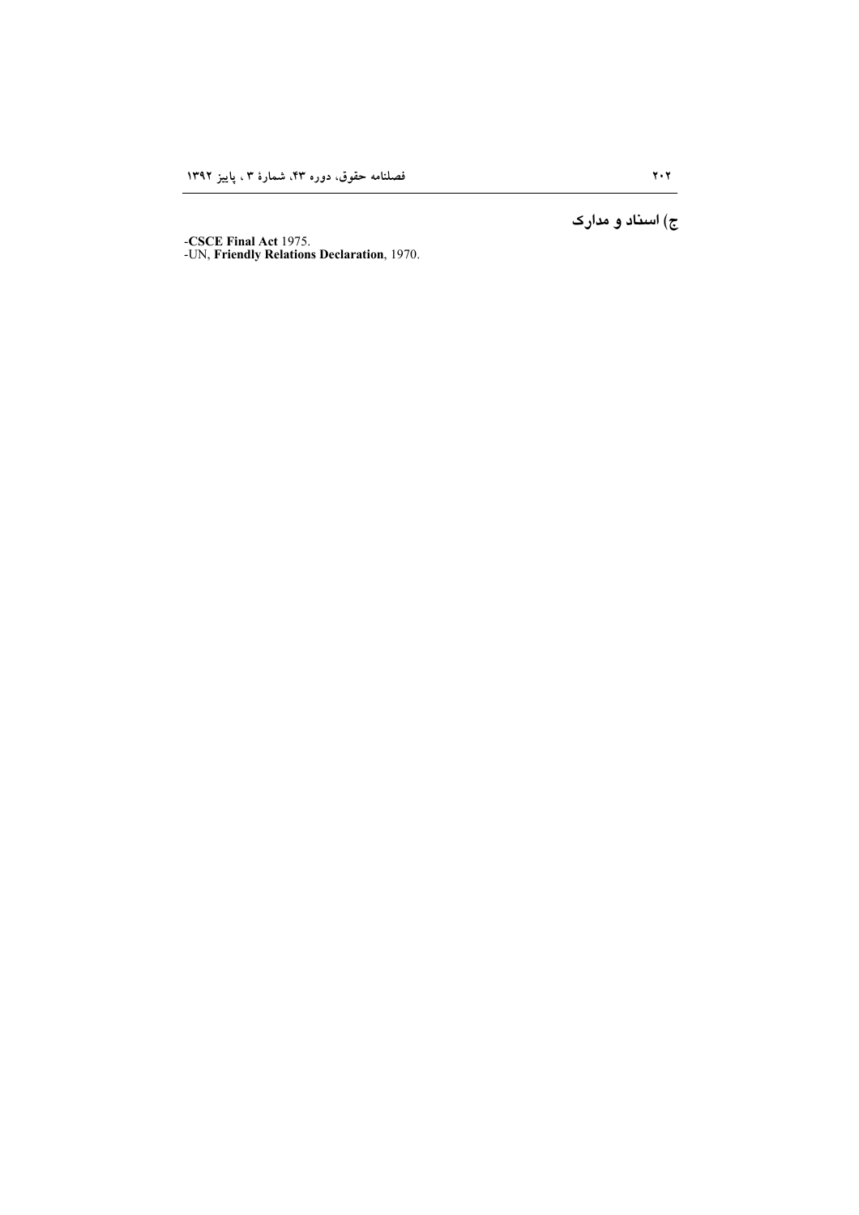## ج) اسناد و مدارک

-**CSCE Final Act** 1975.
-UN, **Friendly Relations Declaration**, 1970.